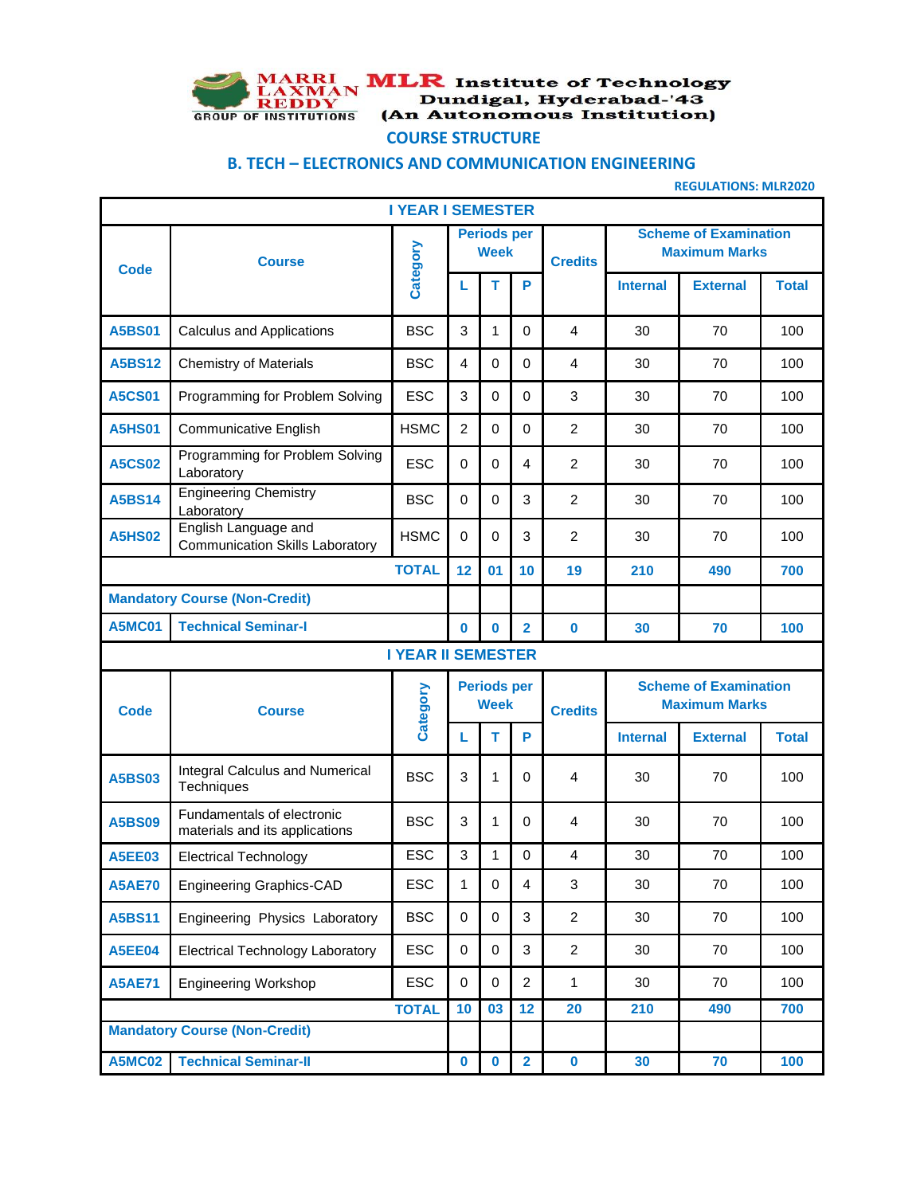MARRI LAXMAN REDDY GROUP OF INSTITUTIONS

**MLR Institute of Technology**
**Dundigal, Hyderabad-'43**
**(An Autonomous Institution)**

## COURSE STRUCTURE

## B. TECH – ELECTRONICS AND COMMUNICATION ENGINEERING

**REGULATIONS: MLR2020**

### I YEAR I SEMESTER

| Code | Course | Category | Periods per Week | | | Credits | Scheme of Examination Maximum Marks | | |
|---|---|---|---|---|---|---|---|---|---|
| | | | L | T | P | | Internal | External | Total |
| A5BS01 | Calculus and Applications | BSC | 3 | 1 | 0 | 4 | 30 | 70 | 100 |
| A5BS12 | Chemistry of Materials | BSC | 4 | 0 | 0 | 4 | 30 | 70 | 100 |
| A5CS01 | Programming for Problem Solving | ESC | 3 | 0 | 0 | 3 | 30 | 70 | 100 |
| A5HS01 | Communicative English | HSMC | 2 | 0 | 0 | 2 | 30 | 70 | 100 |
| A5CS02 | Programming for Problem Solving Laboratory | ESC | 0 | 0 | 4 | 2 | 30 | 70 | 100 |
| A5BS14 | Engineering Chemistry Laboratory | BSC | 0 | 0 | 3 | 2 | 30 | 70 | 100 |
| A5HS02 | English Language and Communication Skills Laboratory | HSMC | 0 | 0 | 3 | 2 | 30 | 70 | 100 |
| | | **TOTAL** | **12** | **01** | **10** | **19** | **210** | **490** | **700** |
| **Mandatory Course (Non-Credit)** | | | | | | | | | |
| **A5MC01** | **Technical Seminar-I** | | **0** | **0** | **2** | **0** | **30** | **70** | **100** |

### I YEAR II SEMESTER

| Code | Course | Category | Periods per Week | | | Credits | Scheme of Examination Maximum Marks | | |
|---|---|---|---|---|---|---|---|---|---|
| | | | L | T | P | | Internal | External | Total |
| A5BS03 | Integral Calculus and Numerical Techniques | BSC | 3 | 1 | 0 | 4 | 30 | 70 | 100 |
| A5BS09 | Fundamentals of electronic materials and its applications | BSC | 3 | 1 | 0 | 4 | 30 | 70 | 100 |
| A5EE03 | Electrical Technology | ESC | 3 | 1 | 0 | 4 | 30 | 70 | 100 |
| A5AE70 | Engineering Graphics-CAD | ESC | 1 | 0 | 4 | 3 | 30 | 70 | 100 |
| A5BS11 | Engineering Physics Laboratory | BSC | 0 | 0 | 3 | 2 | 30 | 70 | 100 |
| A5EE04 | Electrical Technology Laboratory | ESC | 0 | 0 | 3 | 2 | 30 | 70 | 100 |
| A5AE71 | Engineering Workshop | ESC | 0 | 0 | 2 | 1 | 30 | 70 | 100 |
| | | **TOTAL** | **10** | **03** | **12** | **20** | **210** | **490** | **700** |
| **Mandatory Course (Non-Credit)** | | | | | | | | | |
| **A5MC02** | **Technical Seminar-II** | | **0** | **0** | **2** | **0** | **30** | **70** | **100** |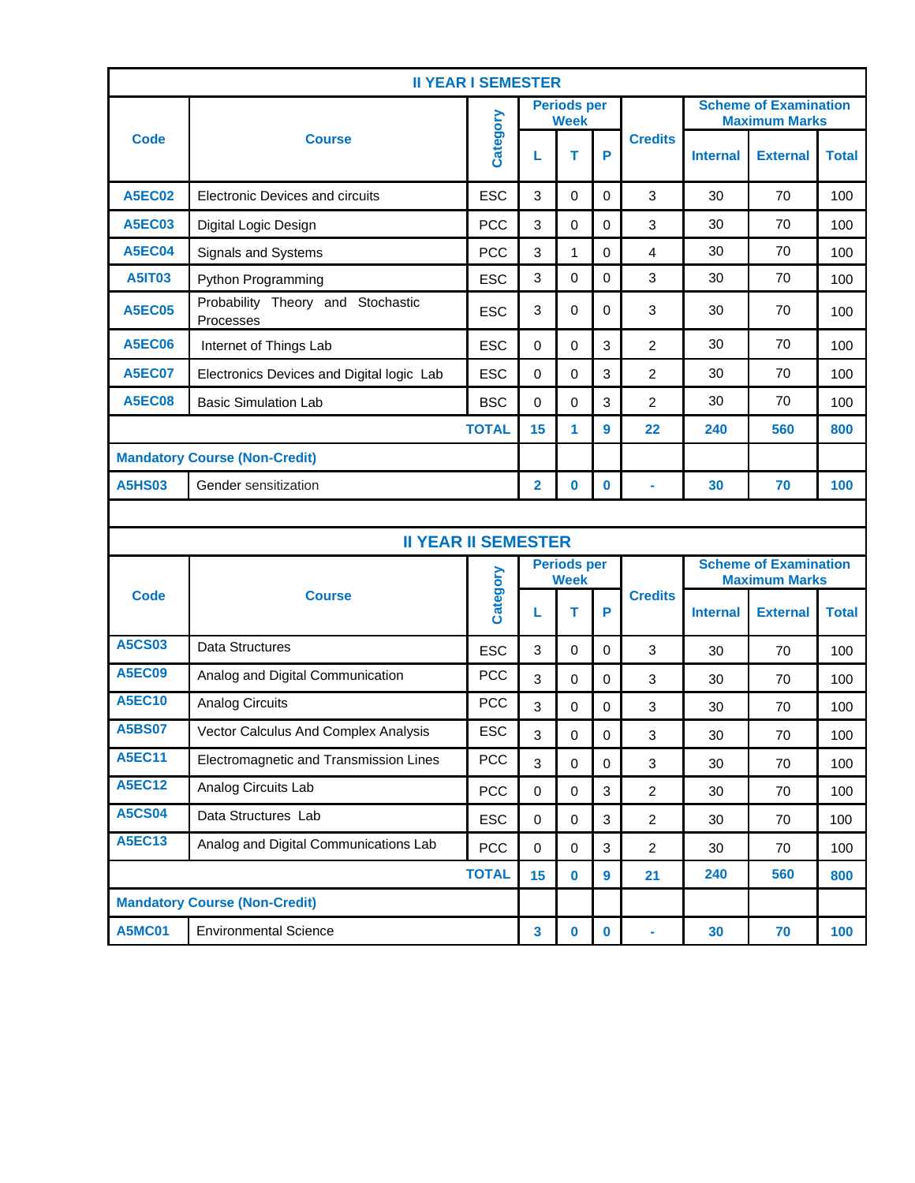## II YEAR I SEMESTER

| Code | Course | Category | Periods per Week | | | Credits | Scheme of Examination Maximum Marks | | |
|---|---|---|---|---|---|---|---|---|---|
| | | | L | T | P | | Internal | External | Total |
| A5EC02 | Electronic Devices and circuits | ESC | 3 | 0 | 0 | 3 | 30 | 70 | 100 |
| A5EC03 | Digital Logic Design | PCC | 3 | 0 | 0 | 3 | 30 | 70 | 100 |
| A5EC04 | Signals and Systems | PCC | 3 | 1 | 0 | 4 | 30 | 70 | 100 |
| A5IT03 | Python Programming | ESC | 3 | 0 | 0 | 3 | 30 | 70 | 100 |
| A5EC05 | Probability Theory and Stochastic Processes | ESC | 3 | 0 | 0 | 3 | 30 | 70 | 100 |
| A5EC06 | Internet of Things Lab | ESC | 0 | 0 | 3 | 2 | 30 | 70 | 100 |
| A5EC07 | Electronics Devices and Digital logic Lab | ESC | 0 | 0 | 3 | 2 | 30 | 70 | 100 |
| A5EC08 | Basic Simulation Lab | BSC | 0 | 0 | 3 | 2 | 30 | 70 | 100 |
| | | TOTAL | 15 | 1 | 9 | 22 | 240 | 560 | 800 |
| Mandatory Course (Non-Credit) | | | | | | | | | |
| A5HS03 | Gender sensitization | | 2 | 0 | 0 | - | 30 | 70 | 100 |

## II YEAR II SEMESTER

| Code | Course | Category | Periods per Week | | | Credits | Scheme of Examination Maximum Marks | | |
|---|---|---|---|---|---|---|---|---|---|
| | | | L | T | P | | Internal | External | Total |
| A5CS03 | Data Structures | ESC | 3 | 0 | 0 | 3 | 30 | 70 | 100 |
| A5EC09 | Analog and Digital Communication | PCC | 3 | 0 | 0 | 3 | 30 | 70 | 100 |
| A5EC10 | Analog Circuits | PCC | 3 | 0 | 0 | 3 | 30 | 70 | 100 |
| A5BS07 | Vector Calculus And Complex Analysis | ESC | 3 | 0 | 0 | 3 | 30 | 70 | 100 |
| A5EC11 | Electromagnetic and Transmission Lines | PCC | 3 | 0 | 0 | 3 | 30 | 70 | 100 |
| A5EC12 | Analog Circuits Lab | PCC | 0 | 0 | 3 | 2 | 30 | 70 | 100 |
| A5CS04 | Data Structures Lab | ESC | 0 | 0 | 3 | 2 | 30 | 70 | 100 |
| A5EC13 | Analog and Digital Communications Lab | PCC | 0 | 0 | 3 | 2 | 30 | 70 | 100 |
| | | TOTAL | 15 | 0 | 9 | 21 | 240 | 560 | 800 |
| Mandatory Course (Non-Credit) | | | | | | | | | |
| A5MC01 | Environmental Science | | 3 | 0 | 0 | - | 30 | 70 | 100 |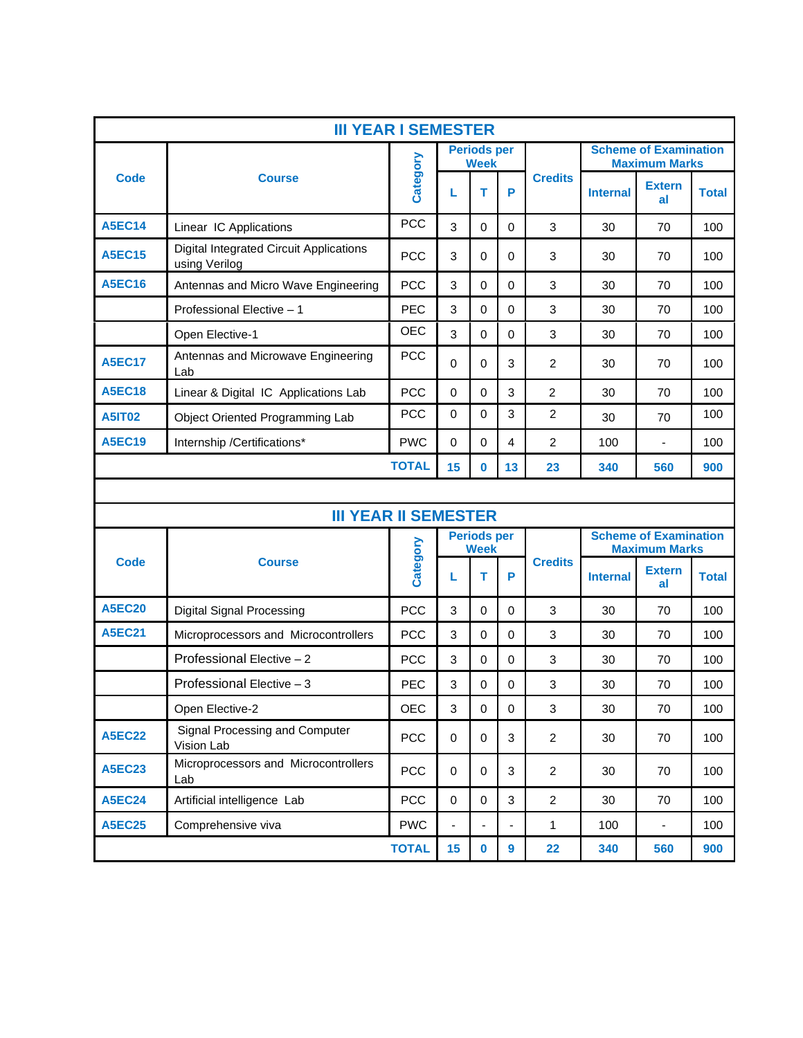## III YEAR I SEMESTER

| Code | Course | Category | Periods per Week | | | Credits | Scheme of Examination Maximum Marks | | |
|---|---|---|---|---|---|---|---|---|---|
| | | | L | T | P | | Internal | External | Total |
| A5EC14 | Linear IC Applications | PCC | 3 | 0 | 0 | 3 | 30 | 70 | 100 |
| A5EC15 | Digital Integrated Circuit Applications using Verilog | PCC | 3 | 0 | 0 | 3 | 30 | 70 | 100 |
| A5EC16 | Antennas and Micro Wave Engineering | PCC | 3 | 0 | 0 | 3 | 30 | 70 | 100 |
| | Professional Elective – 1 | PEC | 3 | 0 | 0 | 3 | 30 | 70 | 100 |
| | Open Elective-1 | OEC | 3 | 0 | 0 | 3 | 30 | 70 | 100 |
| A5EC17 | Antennas and Microwave Engineering Lab | PCC | 0 | 0 | 3 | 2 | 30 | 70 | 100 |
| A5EC18 | Linear & Digital IC Applications Lab | PCC | 0 | 0 | 3 | 2 | 30 | 70 | 100 |
| A5IT02 | Object Oriented Programming Lab | PCC | 0 | 0 | 3 | 2 | 30 | 70 | 100 |
| A5EC19 | Internship /Certifications* | PWC | 0 | 0 | 4 | 2 | 100 | - | 100 |
| | | TOTAL | 15 | 0 | 13 | 23 | 340 | 560 | 900 |

## III YEAR II SEMESTER

| Code | Course | Category | Periods per Week | | | Credits | Scheme of Examination Maximum Marks | | |
|---|---|---|---|---|---|---|---|---|---|
| | | | L | T | P | | Internal | External | Total |
| A5EC20 | Digital Signal Processing | PCC | 3 | 0 | 0 | 3 | 30 | 70 | 100 |
| A5EC21 | Microprocessors and Microcontrollers | PCC | 3 | 0 | 0 | 3 | 30 | 70 | 100 |
| | Professional Elective – 2 | PCC | 3 | 0 | 0 | 3 | 30 | 70 | 100 |
| | Professional Elective – 3 | PEC | 3 | 0 | 0 | 3 | 30 | 70 | 100 |
| | Open Elective-2 | OEC | 3 | 0 | 0 | 3 | 30 | 70 | 100 |
| A5EC22 | Signal Processing and Computer Vision Lab | PCC | 0 | 0 | 3 | 2 | 30 | 70 | 100 |
| A5EC23 | Microprocessors and Microcontrollers Lab | PCC | 0 | 0 | 3 | 2 | 30 | 70 | 100 |
| A5EC24 | Artificial intelligence Lab | PCC | 0 | 0 | 3 | 2 | 30 | 70 | 100 |
| A5EC25 | Comprehensive viva | PWC | - | - | - | 1 | 100 | - | 100 |
| | | TOTAL | 15 | 0 | 9 | 22 | 340 | 560 | 900 |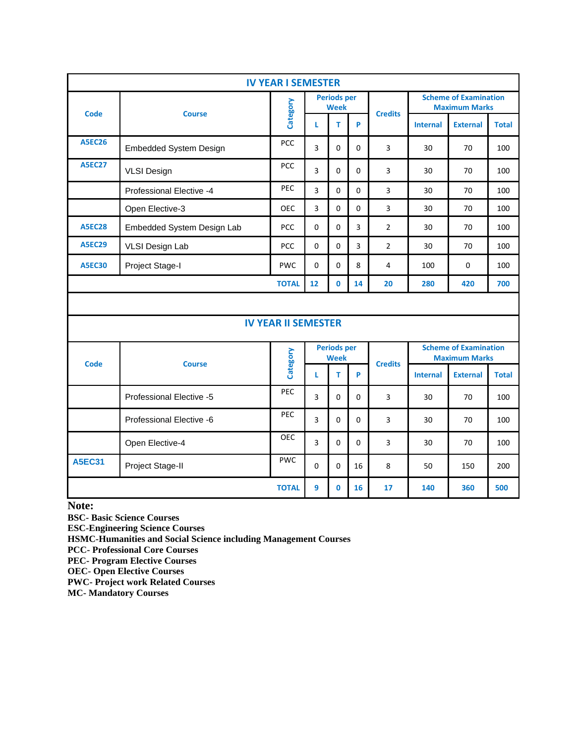## IV YEAR I SEMESTER

| Code | Course | Category | Periods per Week | | | Credits | Scheme of Examination Maximum Marks | | |
|---|---|---|---|---|---|---|---|---|---|
| | | | L | T | P | | Internal | External | Total |
| A5EC26 | Embedded System Design | PCC | 3 | 0 | 0 | 3 | 30 | 70 | 100 |
| A5EC27 | VLSI Design | PCC | 3 | 0 | 0 | 3 | 30 | 70 | 100 |
| | Professional Elective -4 | PEC | 3 | 0 | 0 | 3 | 30 | 70 | 100 |
| | Open Elective-3 | OEC | 3 | 0 | 0 | 3 | 30 | 70 | 100 |
| A5EC28 | Embedded System Design Lab | PCC | 0 | 0 | 3 | 2 | 30 | 70 | 100 |
| A5EC29 | VLSI Design Lab | PCC | 0 | 0 | 3 | 2 | 30 | 70 | 100 |
| A5EC30 | Project Stage-I | PWC | 0 | 0 | 8 | 4 | 100 | 0 | 100 |
| | | TOTAL | 12 | 0 | 14 | 20 | 280 | 420 | 700 |

## IV YEAR II SEMESTER

| Code | Course | Category | Periods per Week | | | Credits | Scheme of Examination Maximum Marks | | |
|---|---|---|---|---|---|---|---|---|---|
| | | | L | T | P | | Internal | External | Total |
| | Professional Elective -5 | PEC | 3 | 0 | 0 | 3 | 30 | 70 | 100 |
| | Professional Elective -6 | PEC | 3 | 0 | 0 | 3 | 30 | 70 | 100 |
| | Open Elective-4 | OEC | 3 | 0 | 0 | 3 | 30 | 70 | 100 |
| A5EC31 | Project Stage-II | PWC | 0 | 0 | 16 | 8 | 50 | 150 | 200 |
| | | TOTAL | 9 | 0 | 16 | 17 | 140 | 360 | 500 |

**Note:**

**BSC- Basic Science Courses**
**ESC-Engineering Science Courses**
**HSMC-Humanities and Social Science including Management Courses**
**PCC- Professional Core Courses**
**PEC- Program Elective Courses**
**OEC- Open Elective Courses**
**PWC- Project work Related Courses**
**MC- Mandatory Courses**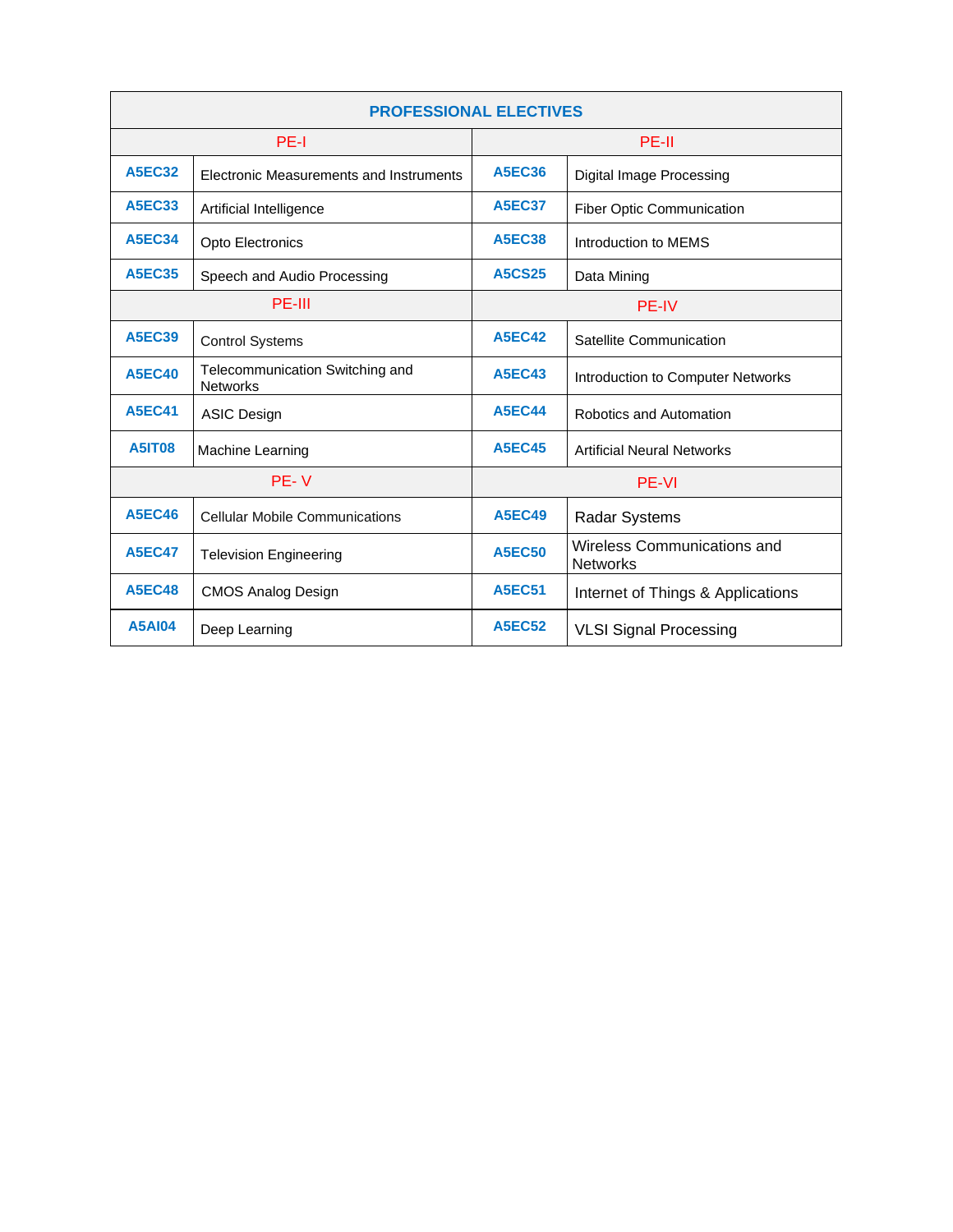| PROFESSIONAL ELECTIVES | | | |
|---|---|---|---|
| PE-I | | PE-II | |
| A5EC32 | Electronic Measurements and Instruments | A5EC36 | Digital Image Processing |
| A5EC33 | Artificial Intelligence | A5EC37 | Fiber Optic Communication |
| A5EC34 | Opto Electronics | A5EC38 | Introduction to MEMS |
| A5EC35 | Speech and Audio Processing | A5CS25 | Data Mining |
| PE-III | | PE-IV | |
| A5EC39 | Control Systems | A5EC42 | Satellite Communication |
| A5EC40 | Telecommunication Switching and Networks | A5EC43 | Introduction to Computer Networks |
| A5EC41 | ASIC Design | A5EC44 | Robotics and Automation |
| A5IT08 | Machine Learning | A5EC45 | Artificial Neural Networks |
| PE- V | | PE-VI | |
| A5EC46 | Cellular Mobile Communications | A5EC49 | Radar Systems |
| A5EC47 | Television Engineering | A5EC50 | Wireless Communications and Networks |
| A5EC48 | CMOS Analog Design | A5EC51 | Internet of Things & Applications |
| A5AI04 | Deep Learning | A5EC52 | VLSI Signal Processing |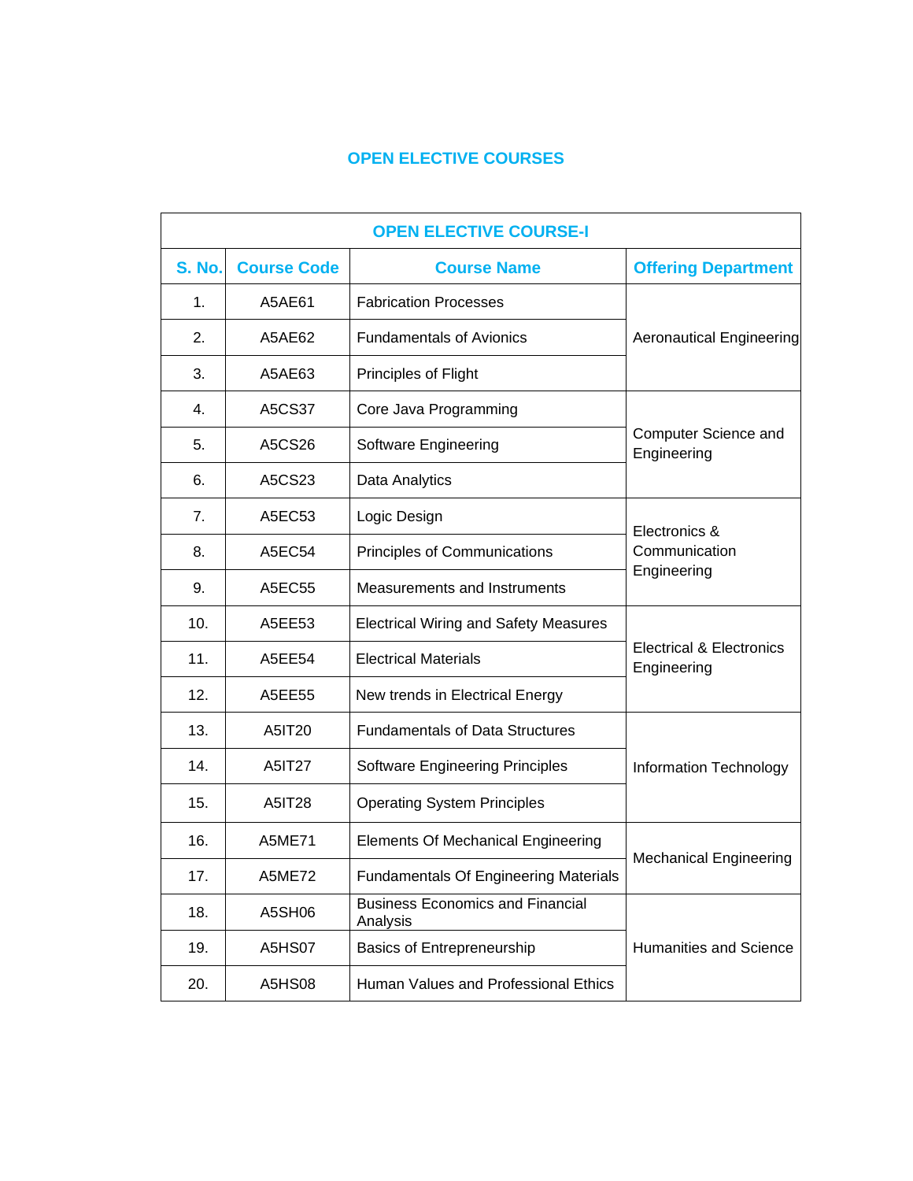# OPEN ELECTIVE COURSES

| OPEN ELECTIVE COURSE-I | | | |
|---|---|---|---|
| **S. No.** | **Course Code** | **Course Name** | **Offering Department** |
| 1. | A5AE61 | Fabrication Processes | Aeronautical Engineering |
| 2. | A5AE62 | Fundamentals of Avionics | |
| 3. | A5AE63 | Principles of Flight | |
| 4. | A5CS37 | Core Java Programming | Computer Science and Engineering |
| 5. | A5CS26 | Software Engineering | |
| 6. | A5CS23 | Data Analytics | |
| 7. | A5EC53 | Logic Design | Electronics & Communication Engineering |
| 8. | A5EC54 | Principles of Communications | |
| 9. | A5EC55 | Measurements and Instruments | |
| 10. | A5EE53 | Electrical Wiring and Safety Measures | Electrical & Electronics Engineering |
| 11. | A5EE54 | Electrical Materials | |
| 12. | A5EE55 | New trends in Electrical Energy | |
| 13. | A5IT20 | Fundamentals of Data Structures | Information Technology |
| 14. | A5IT27 | Software Engineering Principles | |
| 15. | A5IT28 | Operating System Principles | |
| 16. | A5ME71 | Elements Of Mechanical Engineering | Mechanical Engineering |
| 17. | A5ME72 | Fundamentals Of Engineering Materials | |
| 18. | A5SH06 | Business Economics and Financial Analysis | Humanities and Science |
| 19. | A5HS07 | Basics of Entrepreneurship | |
| 20. | A5HS08 | Human Values and Professional Ethics | |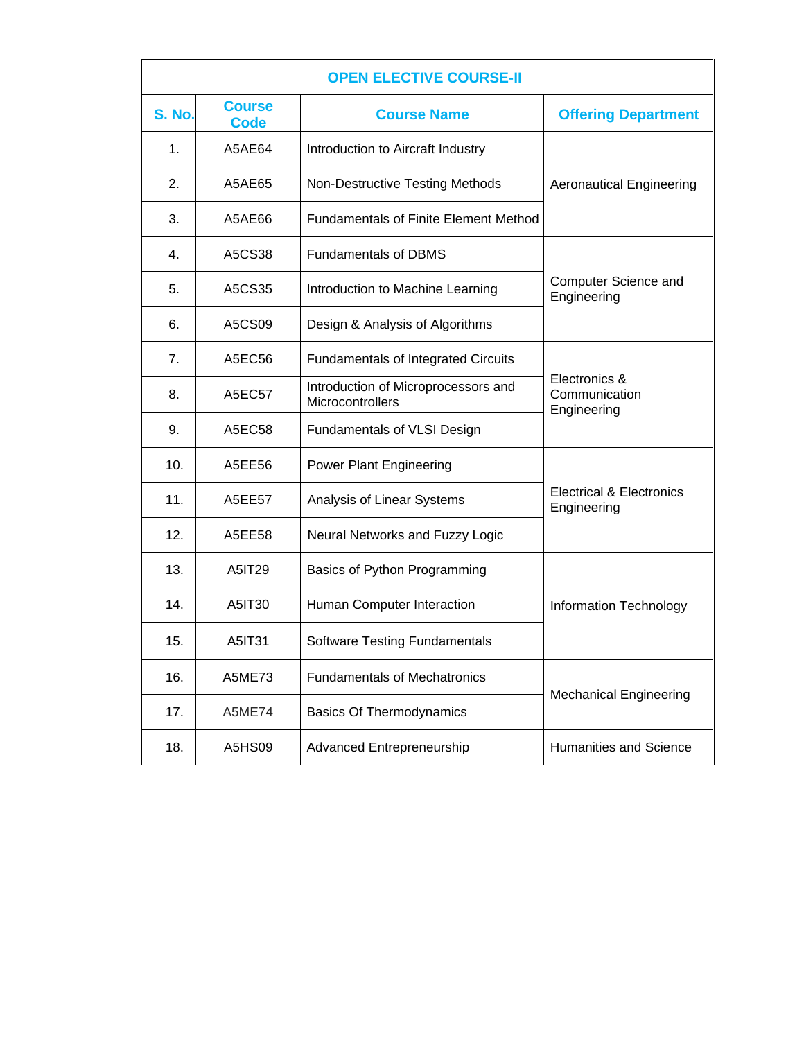| OPEN ELECTIVE COURSE-II | | | |
|---|---|---|---|
| **S. No.** | **Course Code** | **Course Name** | **Offering Department** |
| 1. | A5AE64 | Introduction to Aircraft Industry | Aeronautical Engineering |
| 2. | A5AE65 | Non-Destructive Testing Methods | |
| 3. | A5AE66 | Fundamentals of Finite Element Method | |
| 4. | A5CS38 | Fundamentals of DBMS | Computer Science and Engineering |
| 5. | A5CS35 | Introduction to Machine Learning | |
| 6. | A5CS09 | Design & Analysis of Algorithms | |
| 7. | A5EC56 | Fundamentals of Integrated Circuits | Electronics & Communication Engineering |
| 8. | A5EC57 | Introduction of Microprocessors and Microcontrollers | |
| 9. | A5EC58 | Fundamentals of VLSI Design | |
| 10. | A5EE56 | Power Plant Engineering | Electrical & Electronics Engineering |
| 11. | A5EE57 | Analysis of Linear Systems | |
| 12. | A5EE58 | Neural Networks and Fuzzy Logic | |
| 13. | A5IT29 | Basics of Python Programming | Information Technology |
| 14. | A5IT30 | Human Computer Interaction | |
| 15. | A5IT31 | Software Testing Fundamentals | |
| 16. | A5ME73 | Fundamentals of Mechatronics | Mechanical Engineering |
| 17. | A5ME74 | Basics Of Thermodynamics | |
| 18. | A5HS09 | Advanced Entrepreneurship | Humanities and Science |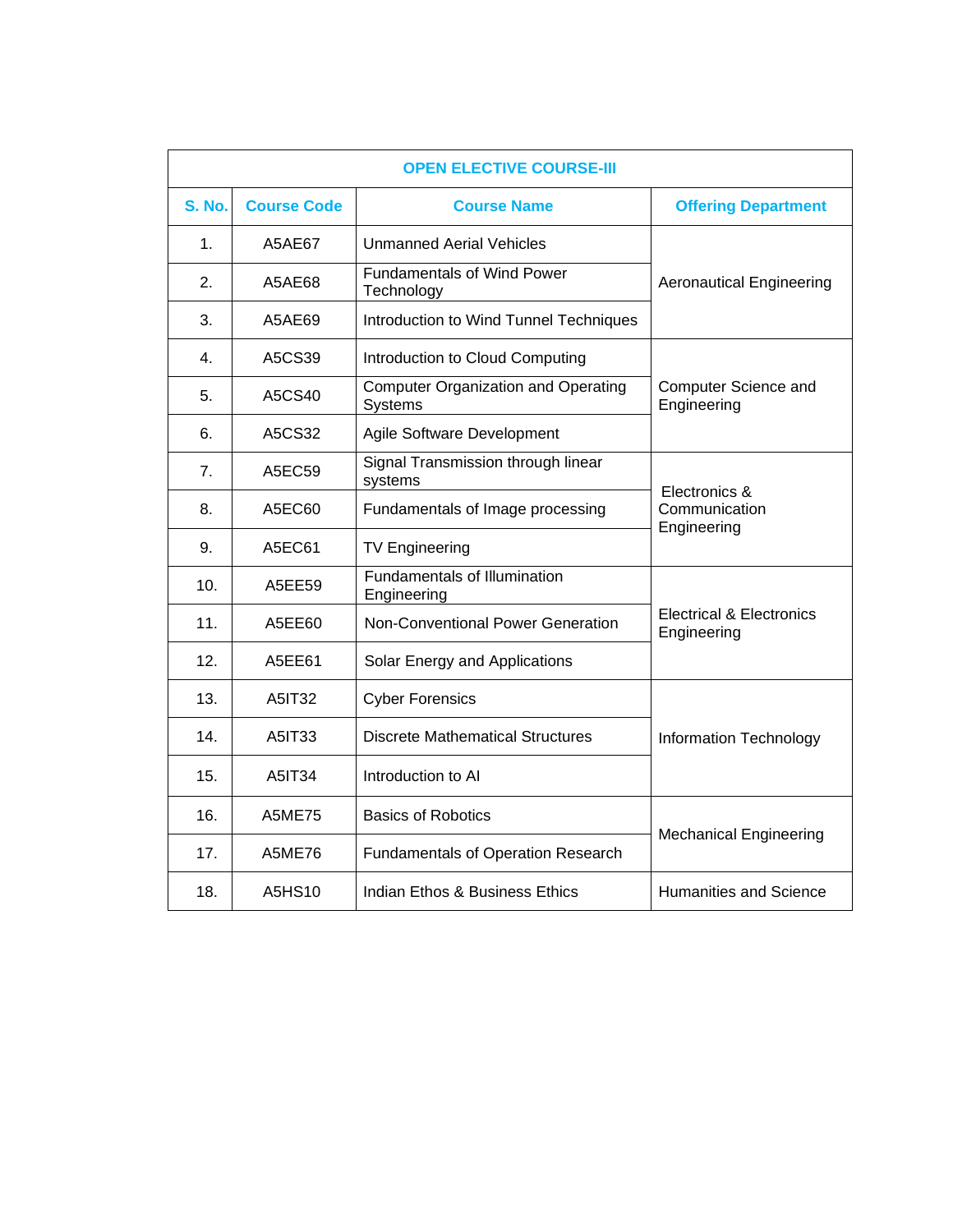| OPEN ELECTIVE COURSE-III | | | |
|---|---|---|---|
| **S. No.** | **Course Code** | **Course Name** | **Offering Department** |
| 1. | A5AE67 | Unmanned Aerial Vehicles | Aeronautical Engineering |
| 2. | A5AE68 | Fundamentals of Wind Power Technology | |
| 3. | A5AE69 | Introduction to Wind Tunnel Techniques | |
| 4. | A5CS39 | Introduction to Cloud Computing | Computer Science and Engineering |
| 5. | A5CS40 | Computer Organization and Operating Systems | |
| 6. | A5CS32 | Agile Software Development | |
| 7. | A5EC59 | Signal Transmission through linear systems | Electronics & Communication Engineering |
| 8. | A5EC60 | Fundamentals of Image processing | |
| 9. | A5EC61 | TV Engineering | |
| 10. | A5EE59 | Fundamentals of Illumination Engineering | Electrical & Electronics Engineering |
| 11. | A5EE60 | Non-Conventional Power Generation | |
| 12. | A5EE61 | Solar Energy and Applications | |
| 13. | A5IT32 | Cyber Forensics | Information Technology |
| 14. | A5IT33 | Discrete Mathematical Structures | |
| 15. | A5IT34 | Introduction to AI | |
| 16. | A5ME75 | Basics of Robotics | Mechanical Engineering |
| 17. | A5ME76 | Fundamentals of Operation Research | |
| 18. | A5HS10 | Indian Ethos & Business Ethics | Humanities and Science |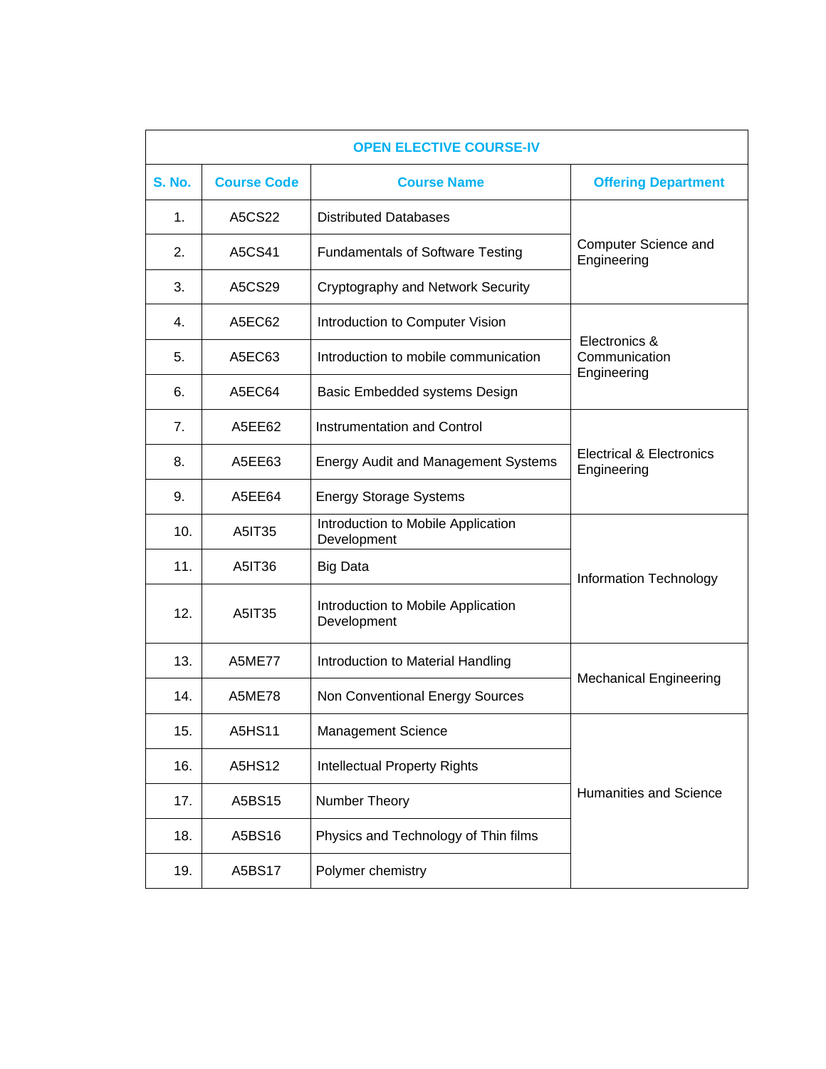| OPEN ELECTIVE COURSE-IV | | | |
|---|---|---|---|
| **S. No.** | **Course Code** | **Course Name** | **Offering Department** |
| 1. | A5CS22 | Distributed Databases | Computer Science and Engineering |
| 2. | A5CS41 | Fundamentals of Software Testing | |
| 3. | A5CS29 | Cryptography and Network Security | |
| 4. | A5EC62 | Introduction to Computer Vision | Electronics & Communication Engineering |
| 5. | A5EC63 | Introduction to mobile communication | |
| 6. | A5EC64 | Basic Embedded systems Design | |
| 7. | A5EE62 | Instrumentation and Control | Electrical & Electronics Engineering |
| 8. | A5EE63 | Energy Audit and Management Systems | |
| 9. | A5EE64 | Energy Storage Systems | |
| 10. | A5IT35 | Introduction to Mobile Application Development | Information Technology |
| 11. | A5IT36 | Big Data | |
| 12. | A5IT35 | Introduction to Mobile Application Development | |
| 13. | A5ME77 | Introduction to Material Handling | Mechanical Engineering |
| 14. | A5ME78 | Non Conventional Energy Sources | |
| 15. | A5HS11 | Management Science | Humanities and Science |
| 16. | A5HS12 | Intellectual Property Rights | |
| 17. | A5BS15 | Number Theory | |
| 18. | A5BS16 | Physics and Technology of Thin films | |
| 19. | A5BS17 | Polymer chemistry | |